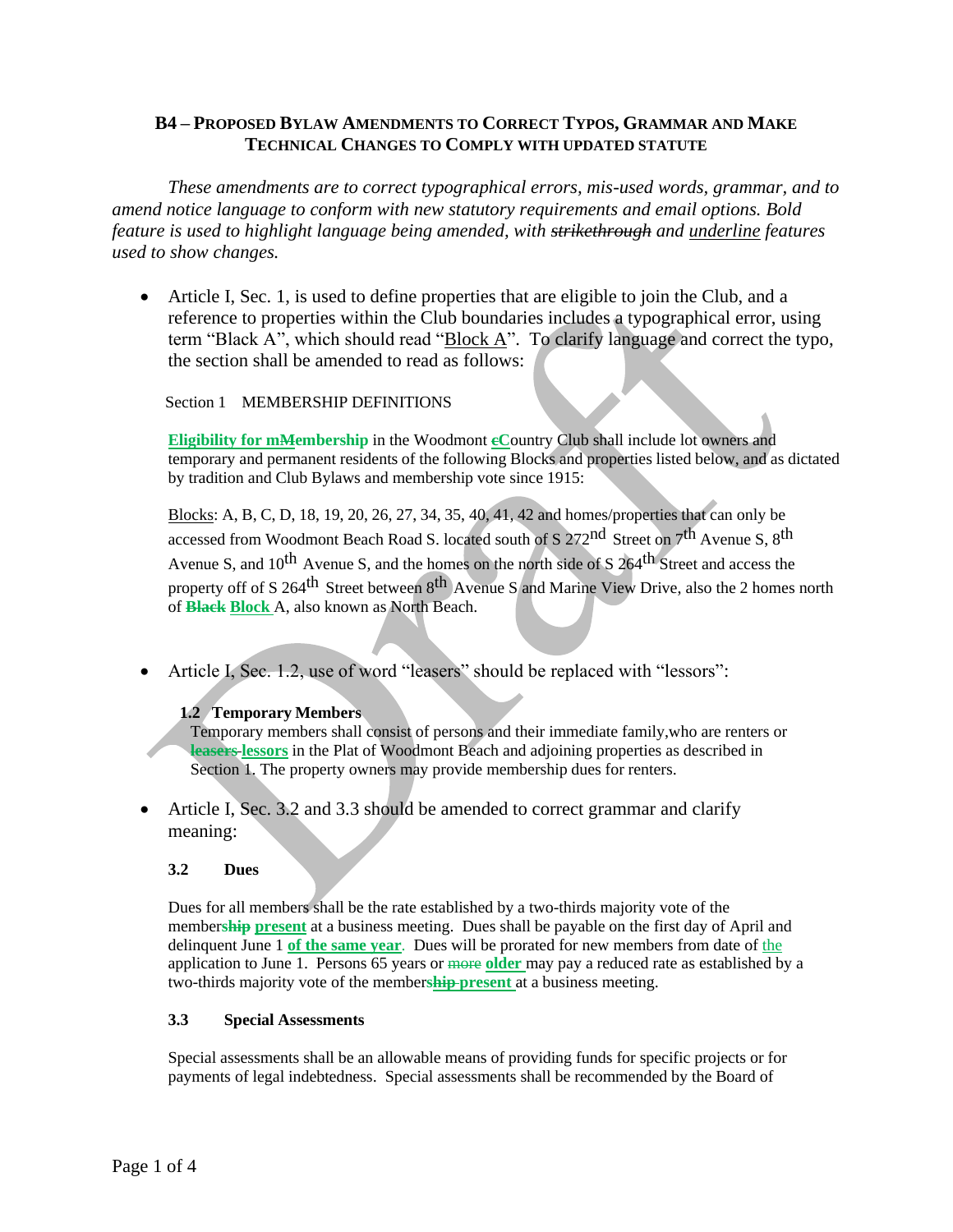**B4 – PROPOSED BYLAW AMENDMENTS TO CORRECT TYPOS, GRAMMAR AND MAKE TECHNICAL CHANGES TO COMPLY WITH UPDATED STATUTE**

*These amendments are to correct typographical errors, mis-used words, grammar, and to amend notice language to conform with new statutory requirements and email options. Bold feature is used to highlight language being amended, with ~~strikethrough~~ and <u>underline</u> features used to show changes.*

- Article I, Sec. 1, is used to define properties that are eligible to join the Club, and a reference to properties within the Club boundaries includes a typographical error, using term "Black A", which should read "<u>Block A</u>". To clarify language and correct the typo, the section shall be amended to read as follows:

Section 1 MEMBERSHIP DEFINITIONS

<u>**Eligibility for m**</u>~~**M**~~**embership** in the Woodmont ~~c~~<u>**C**</u>ountry Club shall include lot owners and temporary and permanent residents of the following Blocks and properties listed below, and as dictated by tradition and Club Bylaws and membership vote since 1915:

<u>Blocks</u>: A, B, C, D, 18, 19, 20, 26, 27, 34, 35, 40, 41, 42 and homes/properties that can only be accessed from Woodmont Beach Road S. located south of S 272nd Street on 7th Avenue S, 8th Avenue S, and 10th Avenue S, and the homes on the north side of S 264th Street and access the property off of S 264th Street between 8th Avenue S and Marine View Drive, also the 2 homes north of ~~**Black**~~ <u>**Block**</u> A, also known as North Beach.

- Article I, Sec. 1.2, use of word "leasers" should be replaced with "lessors":

**1.2 Temporary Members**

Temporary members shall consist of persons and their immediate family,who are renters or ~~**leasers**~~ <u>**lessors**</u> in the Plat of Woodmont Beach and adjoining properties as described in Section 1. The property owners may provide membership dues for renters.

- Article I, Sec. 3.2 and 3.3 should be amended to correct grammar and clarify meaning:

**3.2 Dues**

Dues for all members shall be the rate established by a two-thirds majority vote of the member~~**ship**~~ <u>**present**</u> at a business meeting. Dues shall be payable on the first day of April and delinquent June 1 <u>**of the same year**</u>. Dues will be prorated for new members from date of <u>the</u> application to June 1. Persons 65 years or ~~more~~ <u>**older**</u> may pay a reduced rate as established by a two-thirds majority vote of the member~~**ship**~~ <u>**present**</u> at a business meeting.

**3.3 Special Assessments**

Special assessments shall be an allowable means of providing funds for specific projects or for payments of legal indebtedness. Special assessments shall be recommended by the Board of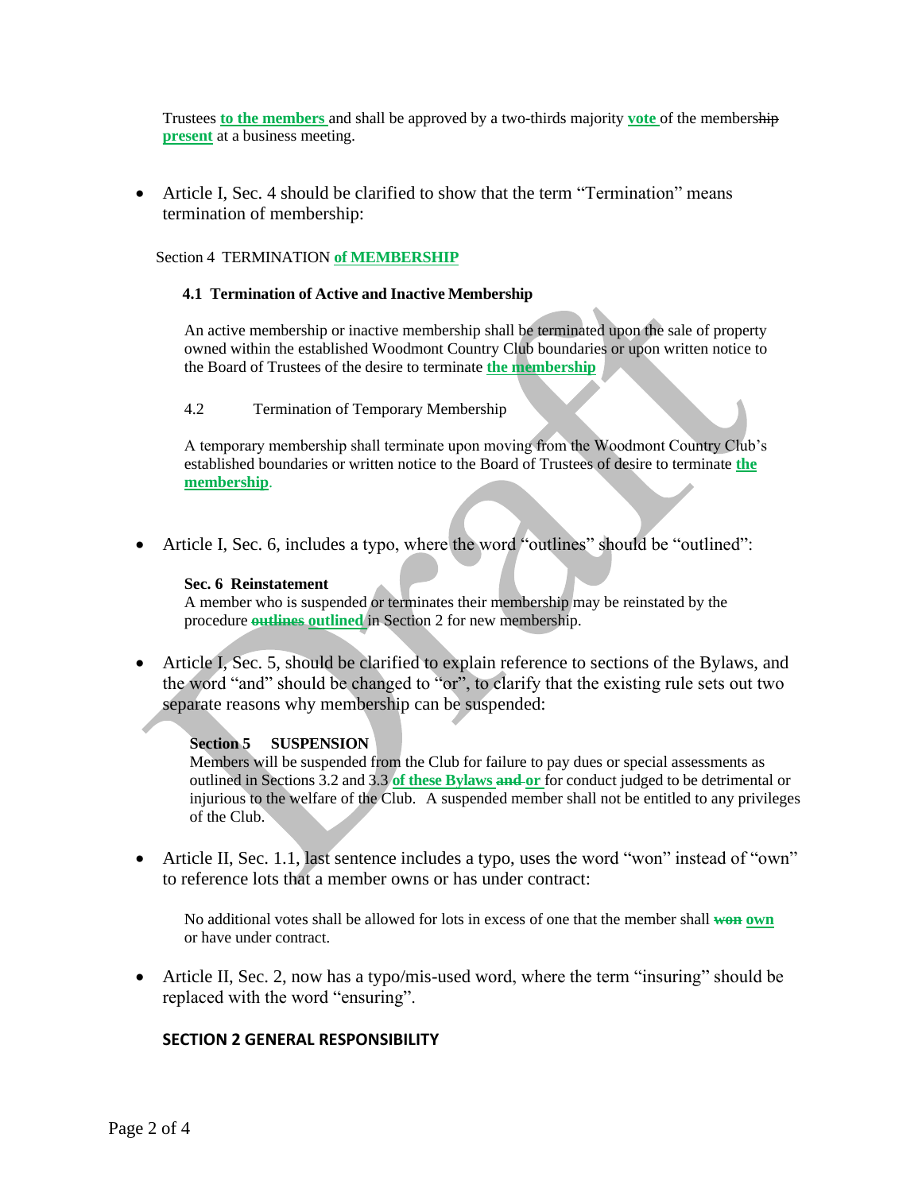Trustees **to the members** and shall be approved by a two-thirds majority **vote** of the members~~hip~~ **present** at a business meeting.

- Article I, Sec. 4 should be clarified to show that the term "Termination" means termination of membership:

Section 4 TERMINATION **of MEMBERSHIP**

**4.1 Termination of Active and Inactive Membership**

An active membership or inactive membership shall be terminated upon the sale of property owned within the established Woodmont Country Club boundaries or upon written notice to the Board of Trustees of the desire to terminate **the membership**

4.2 Termination of Temporary Membership

A temporary membership shall terminate upon moving from the Woodmont Country Club's established boundaries or written notice to the Board of Trustees of desire to terminate **the membership**.

- Article I, Sec. 6, includes a typo, where the word "outlines" should be "outlined":

**Sec. 6 Reinstatement**
A member who is suspended or terminates their membership may be reinstated by the procedure ~~**outlines**~~ **outlined** in Section 2 for new membership.

- Article I, Sec. 5, should be clarified to explain reference to sections of the Bylaws, and the word "and" should be changed to "or", to clarify that the existing rule sets out two separate reasons why membership can be suspended:

**Section 5 SUSPENSION**
Members will be suspended from the Club for failure to pay dues or special assessments as outlined in Sections 3.2 and 3.3 **of these Bylaws** ~~**and**~~ **or** for conduct judged to be detrimental or injurious to the welfare of the Club. A suspended member shall not be entitled to any privileges of the Club.

- Article II, Sec. 1.1, last sentence includes a typo, uses the word "won" instead of "own" to reference lots that a member owns or has under contract:

No additional votes shall be allowed for lots in excess of one that the member shall ~~**won**~~ **own** or have under contract.

- Article II, Sec. 2, now has a typo/mis-used word, where the term "insuring" should be replaced with the word "ensuring".

**SECTION 2 GENERAL RESPONSIBILITY**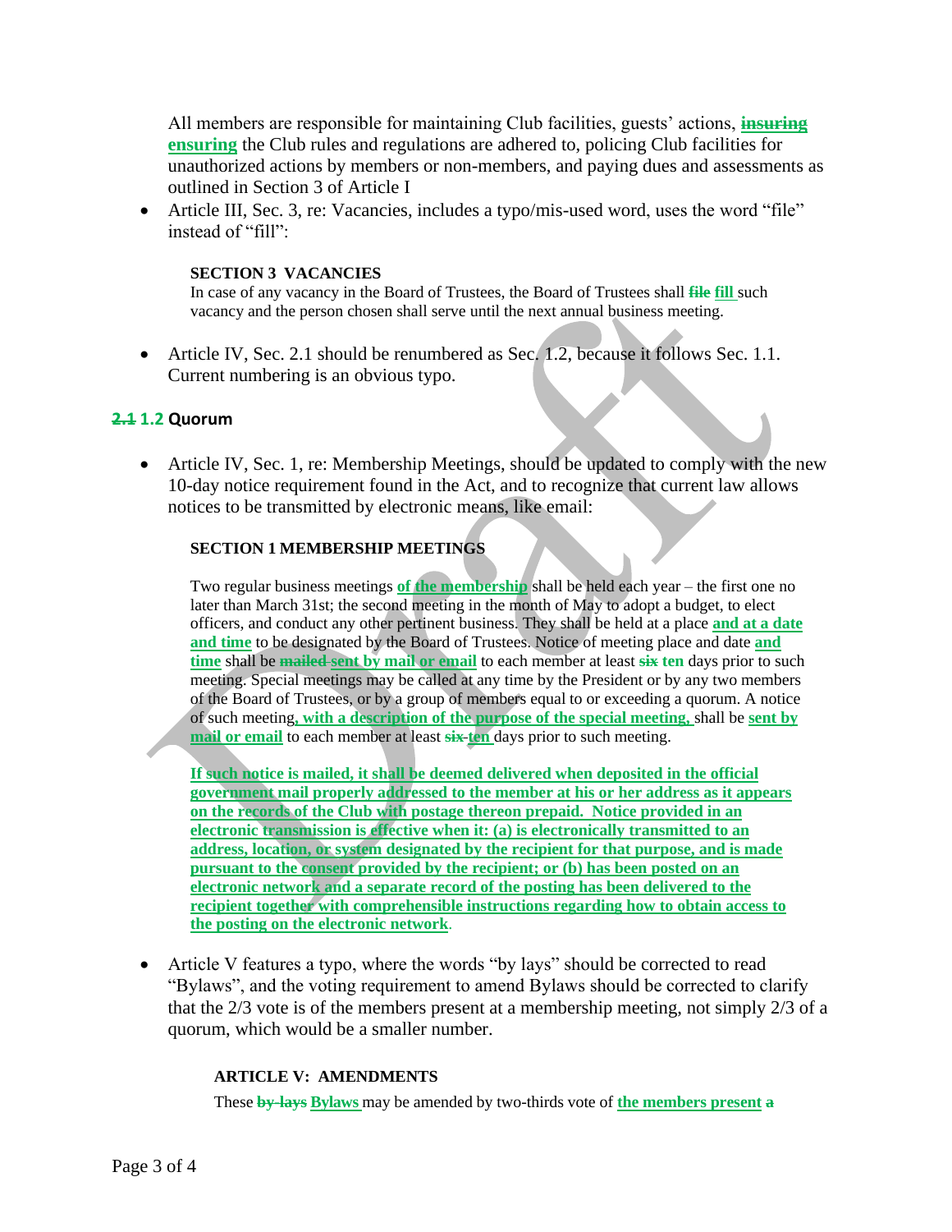All members are responsible for maintaining Club facilities, guests' actions, ~~insuring~~ **ensuring** the Club rules and regulations are adhered to, policing Club facilities for unauthorized actions by members or non-members, and paying dues and assessments as outlined in Section 3 of Article I

- Article III, Sec. 3, re: Vacancies, includes a typo/mis-used word, uses the word "file" instead of "fill":

**SECTION 3 VACANCIES**

In case of any vacancy in the Board of Trustees, the Board of Trustees shall ~~file~~ **fill** such vacancy and the person chosen shall serve until the next annual business meeting.

- Article IV, Sec. 2.1 should be renumbered as Sec. 1.2, because it follows Sec. 1.1. Current numbering is an obvious typo.

**~~2.1~~ 1.2 Quorum**

- Article IV, Sec. 1, re: Membership Meetings, should be updated to comply with the new 10-day notice requirement found in the Act, and to recognize that current law allows notices to be transmitted by electronic means, like email:

**SECTION 1 MEMBERSHIP MEETINGS**

Two regular business meetings **of the membership** shall be held each year – the first one no later than March 31st; the second meeting in the month of May to adopt a budget, to elect officers, and conduct any other pertinent business. They shall be held at a place **and at a date and time** to be designated by the Board of Trustees. Notice of meeting place and date **and time** shall be ~~mailed~~ **sent by mail or email** to each member at least ~~six~~ **ten** days prior to such meeting. Special meetings may be called at any time by the President or by any two members of the Board of Trustees, or by a group of members equal to or exceeding a quorum. A notice of such meeting**, with a description of the purpose of the special meeting,** shall be **sent by mail or email** to each member at least ~~six~~ **ten** days prior to such meeting.

**If such notice is mailed, it shall be deemed delivered when deposited in the official government mail properly addressed to the member at his or her address as it appears on the records of the Club with postage thereon prepaid. Notice provided in an electronic transmission is effective when it: (a) is electronically transmitted to an address, location, or system designated by the recipient for that purpose, and is made pursuant to the consent provided by the recipient; or (b) has been posted on an electronic network and a separate record of the posting has been delivered to the recipient together with comprehensible instructions regarding how to obtain access to the posting on the electronic network**.

- Article V features a typo, where the words "by lays" should be corrected to read "Bylaws", and the voting requirement to amend Bylaws should be corrected to clarify that the 2/3 vote is of the members present at a membership meeting, not simply 2/3 of a quorum, which would be a smaller number.

**ARTICLE V: AMENDMENTS**

These ~~by-lays~~ **Bylaws** may be amended by two-thirds vote of **the members present** ~~a~~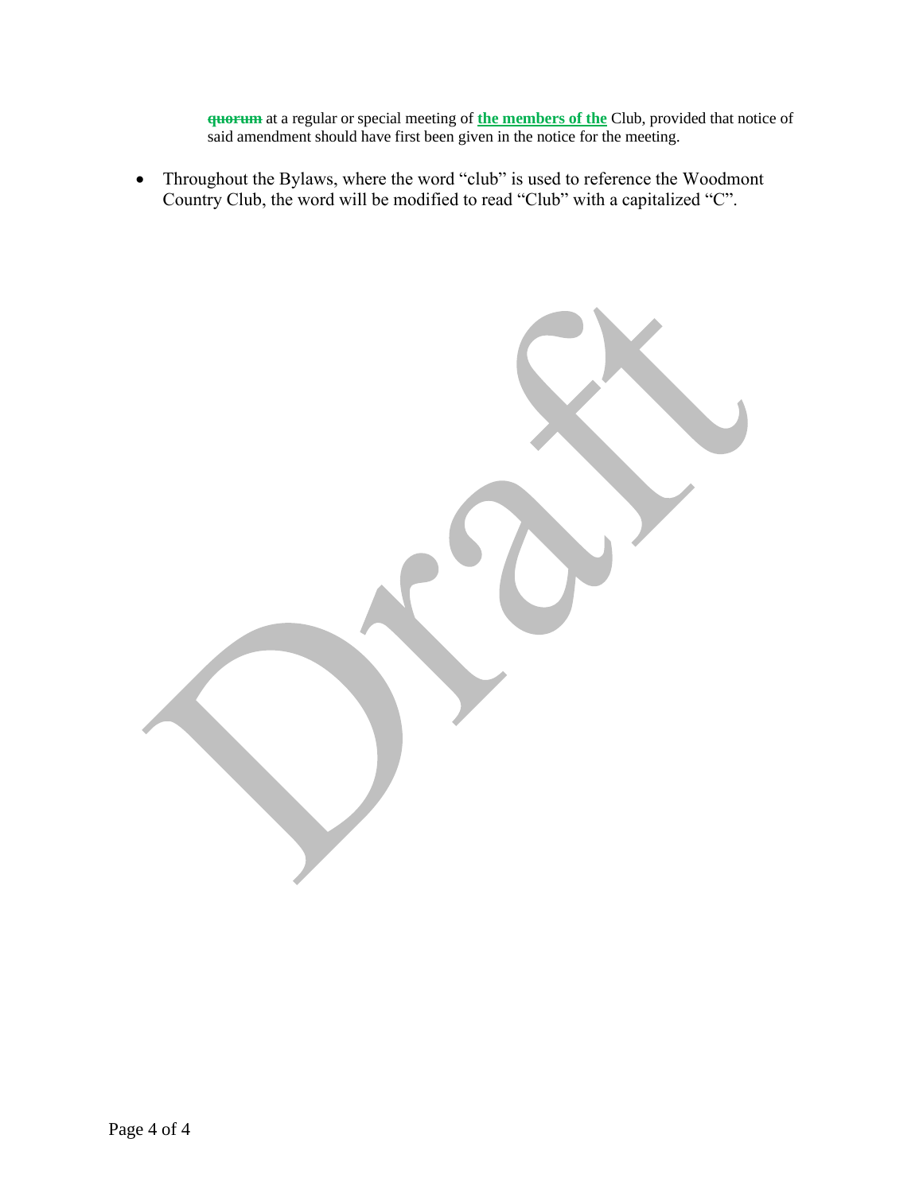~~quorum~~ at a regular or special meeting of **<u>the members of the</u>** Club, provided that notice of said amendment should have first been given in the notice for the meeting.

- Throughout the Bylaws, where the word "club" is used to reference the Woodmont Country Club, the word will be modified to read "Club" with a capitalized "C".